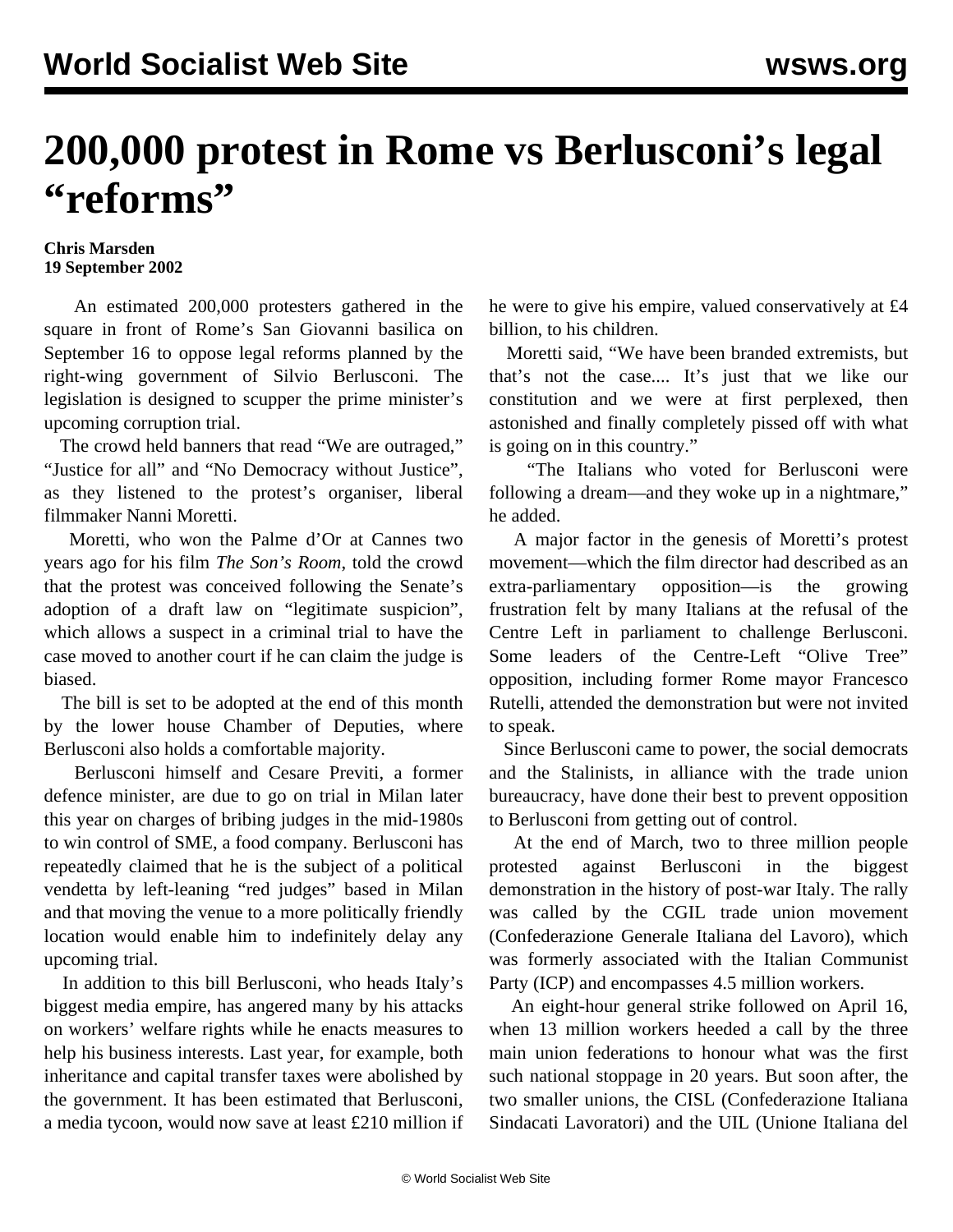# 200,000 protest in Rome vs Berlusconi's legal "reforms"

**Chris Marsden**
**19 September 2002**

An estimated 200,000 protesters gathered in the square in front of Rome's San Giovanni basilica on September 16 to oppose legal reforms planned by the right-wing government of Silvio Berlusconi. The legislation is designed to scupper the prime minister's upcoming corruption trial.

The crowd held banners that read "We are outraged," "Justice for all" and "No Democracy without Justice", as they listened to the protest's organiser, liberal filmmaker Nanni Moretti.

Moretti, who won the Palme d'Or at Cannes two years ago for his film *The Son's Room*, told the crowd that the protest was conceived following the Senate's adoption of a draft law on "legitimate suspicion", which allows a suspect in a criminal trial to have the case moved to another court if he can claim the judge is biased.

The bill is set to be adopted at the end of this month by the lower house Chamber of Deputies, where Berlusconi also holds a comfortable majority.

Berlusconi himself and Cesare Previti, a former defence minister, are due to go on trial in Milan later this year on charges of bribing judges in the mid-1980s to win control of SME, a food company. Berlusconi has repeatedly claimed that he is the subject of a political vendetta by left-leaning "red judges" based in Milan and that moving the venue to a more politically friendly location would enable him to indefinitely delay any upcoming trial.

In addition to this bill Berlusconi, who heads Italy's biggest media empire, has angered many by his attacks on workers' welfare rights while he enacts measures to help his business interests. Last year, for example, both inheritance and capital transfer taxes were abolished by the government. It has been estimated that Berlusconi, a media tycoon, would now save at least £210 million if he were to give his empire, valued conservatively at £4 billion, to his children.

Moretti said, "We have been branded extremists, but that's not the case.... It's just that we like our constitution and we were at first perplexed, then astonished and finally completely pissed off with what is going on in this country."

"The Italians who voted for Berlusconi were following a dream—and they woke up in a nightmare," he added.

A major factor in the genesis of Moretti's protest movement—which the film director had described as an extra-parliamentary opposition—is the growing frustration felt by many Italians at the refusal of the Centre Left in parliament to challenge Berlusconi. Some leaders of the Centre-Left "Olive Tree" opposition, including former Rome mayor Francesco Rutelli, attended the demonstration but were not invited to speak.

Since Berlusconi came to power, the social democrats and the Stalinists, in alliance with the trade union bureaucracy, have done their best to prevent opposition to Berlusconi from getting out of control.

At the end of March, two to three million people protested against Berlusconi in the biggest demonstration in the history of post-war Italy. The rally was called by the CGIL trade union movement (Confederazione Generale Italiana del Lavoro), which was formerly associated with the Italian Communist Party (ICP) and encompasses 4.5 million workers.

An eight-hour general strike followed on April 16, when 13 million workers heeded a call by the three main union federations to honour what was the first such national stoppage in 20 years. But soon after, the two smaller unions, the CISL (Confederazione Italiana Sindacati Lavoratori) and the UIL (Unione Italiana del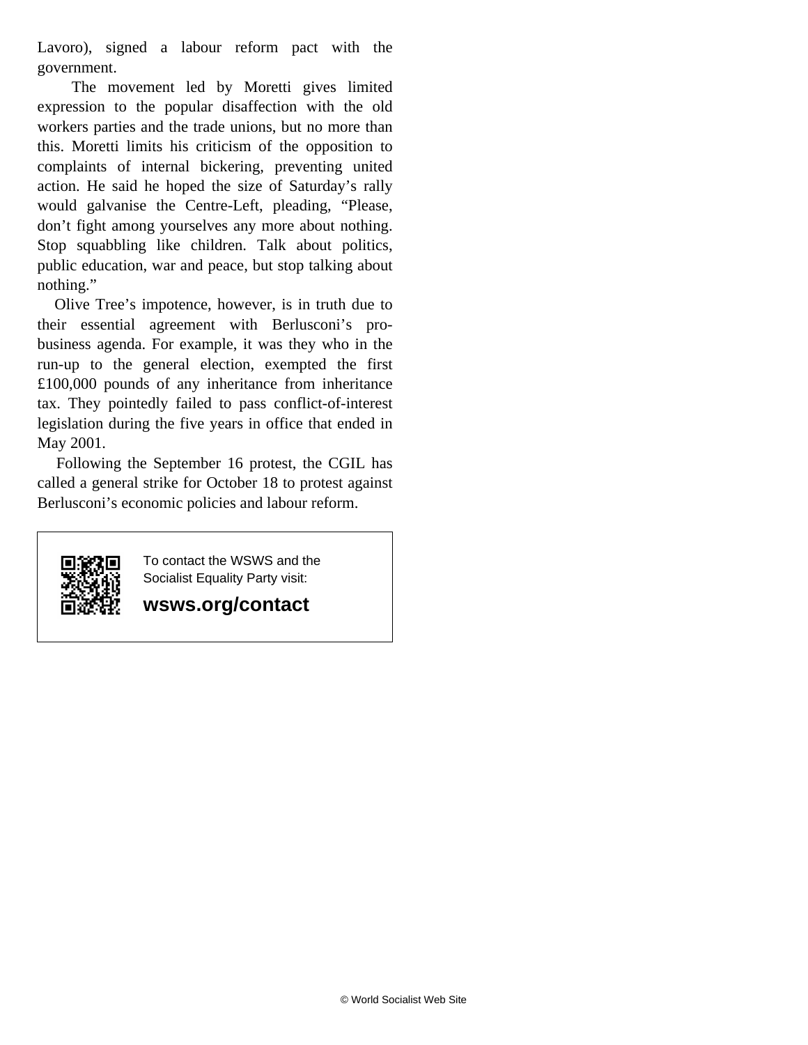Lavoro), signed a labour reform pact with the government.

The movement led by Moretti gives limited expression to the popular disaffection with the old workers parties and the trade unions, but no more than this. Moretti limits his criticism of the opposition to complaints of internal bickering, preventing united action. He said he hoped the size of Saturday's rally would galvanise the Centre-Left, pleading, "Please, don't fight among yourselves any more about nothing. Stop squabbling like children. Talk about politics, public education, war and peace, but stop talking about nothing."

Olive Tree's impotence, however, is in truth due to their essential agreement with Berlusconi's pro-business agenda. For example, it was they who in the run-up to the general election, exempted the first £100,000 pounds of any inheritance from inheritance tax. They pointedly failed to pass conflict-of-interest legislation during the five years in office that ended in May 2001.

Following the September 16 protest, the CGIL has called a general strike for October 18 to protest against Berlusconi's economic policies and labour reform.

To contact the WSWS and the Socialist Equality Party visit:

**wsws.org/contact**